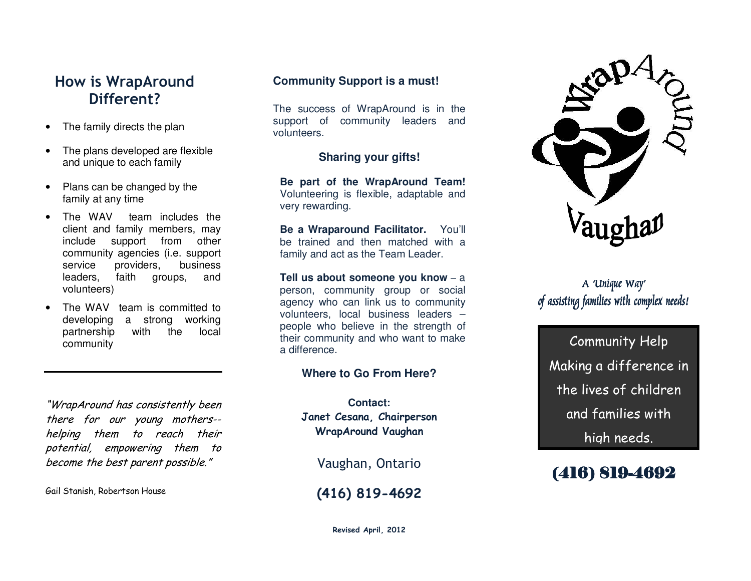## How is WrapAround Different?

- The family directs the plan
- The plans developed are flexible and unique to each family
- Plans can be changed by the family at any time
- The WAV team includes the client and family members, may include support from other community agencies (i.e. support service providers, business leaders, faith groups, and volunteers)
- The WAV team is committed to developing a strong working partnership with the local community

---

*"WrapAround has consistently been there for our young mothers--helping them to reach their potential, empowering them to become the best parent possible."*

Gail Stanish, Robertson House

### Community Support is a must!

The success of WrapAround is in the support of community leaders and volunteers.

### Sharing your gifts!

**Be part of the WrapAround Team!** Volunteering is flexible, adaptable and very rewarding.

**Be a Wraparound Facilitator.** You'll be trained and then matched with a family and act as the Team Leader.

**Tell us about someone you know** – a person, community group or social agency who can link us to community volunteers, local business leaders – people who believe in the strength of their community and who want to make a difference.

### Where to Go From Here?

**Contact:**
**Janet Cesana, Chairperson**
**WrapAround Vaughan**

Vaughan, Ontario

**(416) 819-4692**

**Revised April, 2012**

# WrapAround Vaughan

*A 'Unique Way' of assisting families with complex needs!*

Community Help
Making a difference in the lives of children and families with high needs.

**(416) 819-4692**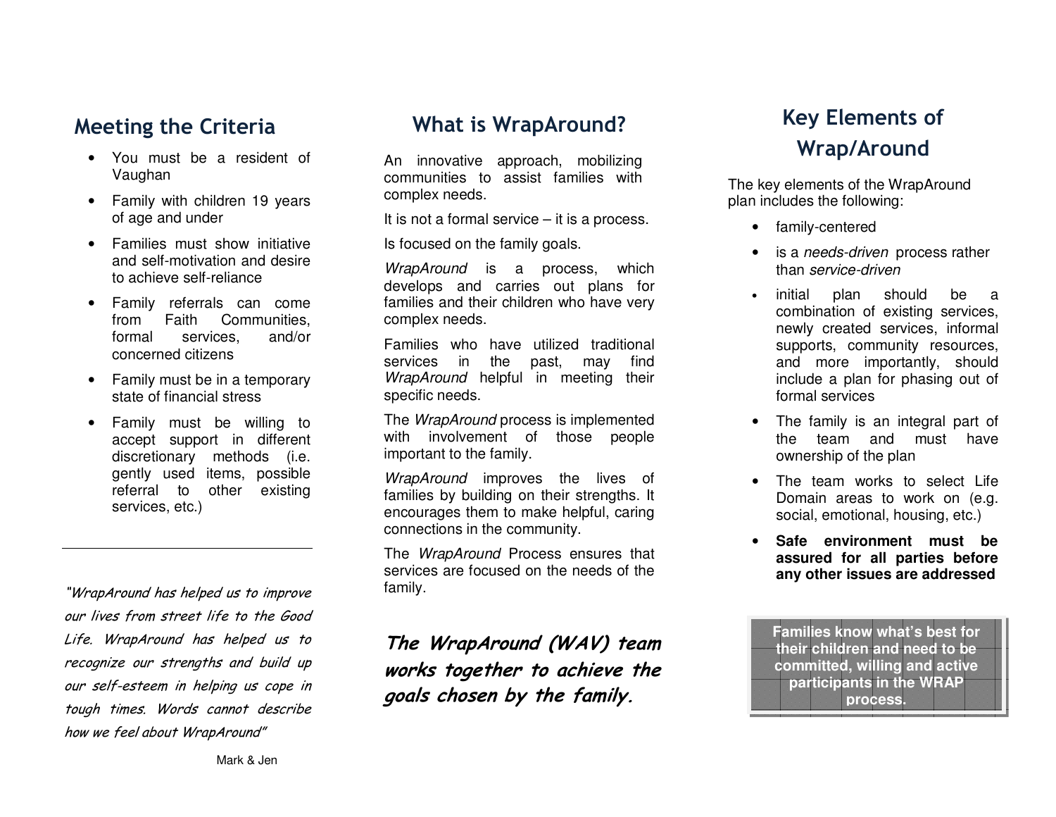## Meeting the Criteria

- You must be a resident of Vaughan
- Family with children 19 years of age and under
- Families must show initiative and self-motivation and desire to achieve self-reliance
- Family referrals can come from Faith Communities, formal services, and/or concerned citizens
- Family must be in a temporary state of financial stress
- Family must be willing to accept support in different discretionary methods (i.e. gently used items, possible referral to other existing services, etc.)

---

*"WrapAround has helped us to improve our lives from street life to the Good Life. WrapAround has helped us to recognize our strengths and build up our self-esteem in helping us cope in tough times. Words cannot describe how we feel about WrapAround"*

Mark & Jen

## What is WrapAround?

An innovative approach, mobilizing communities to assist families with complex needs.

It is not a formal service – it is a process.

Is focused on the family goals.

*WrapAround* is a process, which develops and carries out plans for families and their children who have very complex needs.

Families who have utilized traditional services in the past, may find *WrapAround* helpful in meeting their specific needs.

The *WrapAround* process is implemented with involvement of those people important to the family.

*WrapAround* improves the lives of families by building on their strengths. It encourages them to make helpful, caring connections in the community.

The *WrapAround* Process ensures that services are focused on the needs of the family.

***The WrapAround (WAV) team works together to achieve the goals chosen by the family.***

## Key Elements of Wrap/Around

The key elements of the WrapAround plan includes the following:

- family-centered
- is a *needs-driven* process rather than *service-driven*
- initial plan should be a combination of existing services, newly created services, informal supports, community resources, and more importantly, should include a plan for phasing out of formal services
- The family is an integral part of the team and must have ownership of the plan
- The team works to select Life Domain areas to work on (e.g. social, emotional, housing, etc.)
- **Safe environment must be assured for all parties before any other issues are addressed**

**Families know what's best for their children and need to be committed, willing and active participants in the WRAP process.**